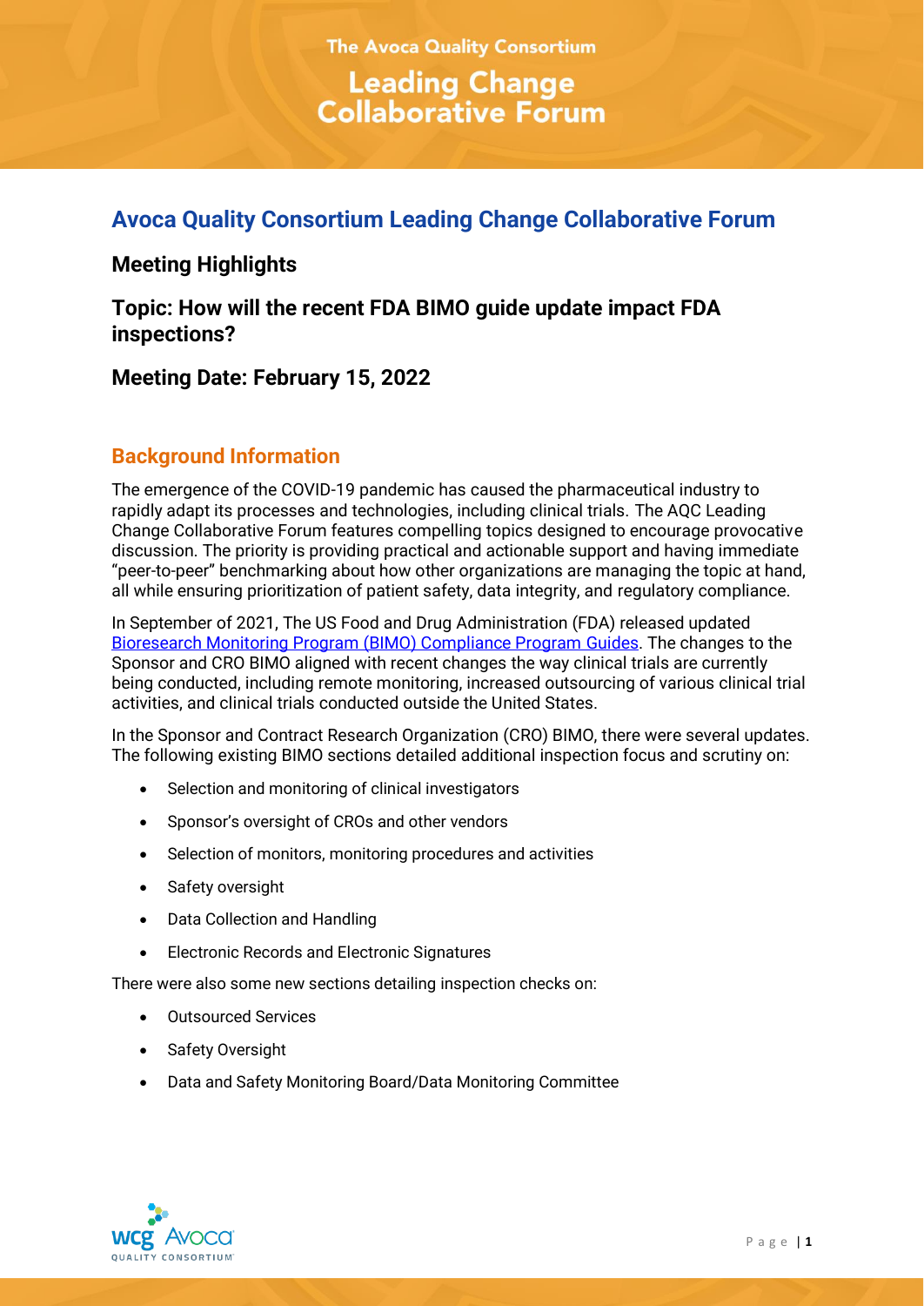# Avoca Quality Consortium Leading Change Collaborative Forum

## Meeting Highlights

## Topic: How will the recent FDA BIMO guide update impact FDA inspections?

## Meeting Date: February 15, 2022

### Background Information

The emergence of the COVID-19 pandemic has caused the pharmaceutical industry to rapidly adapt its processes and technologies, including clinical trials. The AQC Leading Change Collaborative Forum features compelling topics designed to encourage provocative discussion. The priority is providing practical and actionable support and having immediate "peer-to-peer" benchmarking about how other organizations are managing the topic at hand, all while ensuring prioritization of patient safety, data integrity, and regulatory compliance.

In September of 2021, The US Food and Drug Administration (FDA) released updated Bioresearch Monitoring Program (BIMO) Compliance Program Guides. The changes to the Sponsor and CRO BIMO aligned with recent changes the way clinical trials are currently being conducted, including remote monitoring, increased outsourcing of various clinical trial activities, and clinical trials conducted outside the United States.

In the Sponsor and Contract Research Organization (CRO) BIMO, there were several updates. The following existing BIMO sections detailed additional inspection focus and scrutiny on:

- Selection and monitoring of clinical investigators
- Sponsor's oversight of CROs and other vendors
- Selection of monitors, monitoring procedures and activities
- Safety oversight
- Data Collection and Handling
- Electronic Records and Electronic Signatures

There were also some new sections detailing inspection checks on:

- Outsourced Services
- Safety Oversight
- Data and Safety Monitoring Board/Data Monitoring Committee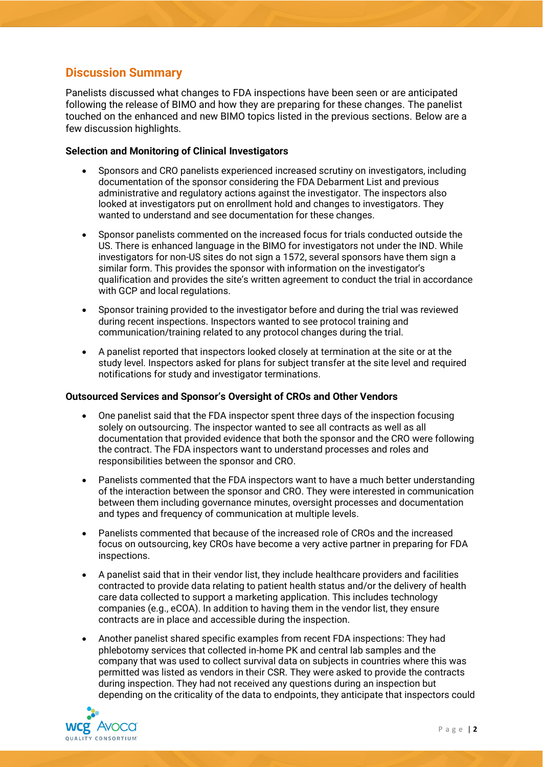## Discussion Summary

Panelists discussed what changes to FDA inspections have been seen or are anticipated following the release of BIMO and how they are preparing for these changes. The panelist touched on the enhanced and new BIMO topics listed in the previous sections. Below are a few discussion highlights.

**Selection and Monitoring of Clinical Investigators**

- Sponsors and CRO panelists experienced increased scrutiny on investigators, including documentation of the sponsor considering the FDA Debarment List and previous administrative and regulatory actions against the investigator. The inspectors also looked at investigators put on enrollment hold and changes to investigators. They wanted to understand and see documentation for these changes.
- Sponsor panelists commented on the increased focus for trials conducted outside the US. There is enhanced language in the BIMO for investigators not under the IND. While investigators for non-US sites do not sign a 1572, several sponsors have them sign a similar form. This provides the sponsor with information on the investigator's qualification and provides the site's written agreement to conduct the trial in accordance with GCP and local regulations.
- Sponsor training provided to the investigator before and during the trial was reviewed during recent inspections. Inspectors wanted to see protocol training and communication/training related to any protocol changes during the trial.
- A panelist reported that inspectors looked closely at termination at the site or at the study level. Inspectors asked for plans for subject transfer at the site level and required notifications for study and investigator terminations.

**Outsourced Services and Sponsor's Oversight of CROs and Other Vendors**

- One panelist said that the FDA inspector spent three days of the inspection focusing solely on outsourcing. The inspector wanted to see all contracts as well as all documentation that provided evidence that both the sponsor and the CRO were following the contract. The FDA inspectors want to understand processes and roles and responsibilities between the sponsor and CRO.
- Panelists commented that the FDA inspectors want to have a much better understanding of the interaction between the sponsor and CRO. They were interested in communication between them including governance minutes, oversight processes and documentation and types and frequency of communication at multiple levels.
- Panelists commented that because of the increased role of CROs and the increased focus on outsourcing, key CROs have become a very active partner in preparing for FDA inspections.
- A panelist said that in their vendor list, they include healthcare providers and facilities contracted to provide data relating to patient health status and/or the delivery of health care data collected to support a marketing application. This includes technology companies (e.g., eCOA). In addition to having them in the vendor list, they ensure contracts are in place and accessible during the inspection.
- Another panelist shared specific examples from recent FDA inspections: They had phlebotomy services that collected in-home PK and central lab samples and the company that was used to collect survival data on subjects in countries where this was permitted was listed as vendors in their CSR. They were asked to provide the contracts during inspection. They had not received any questions during an inspection but depending on the criticality of the data to endpoints, they anticipate that inspectors could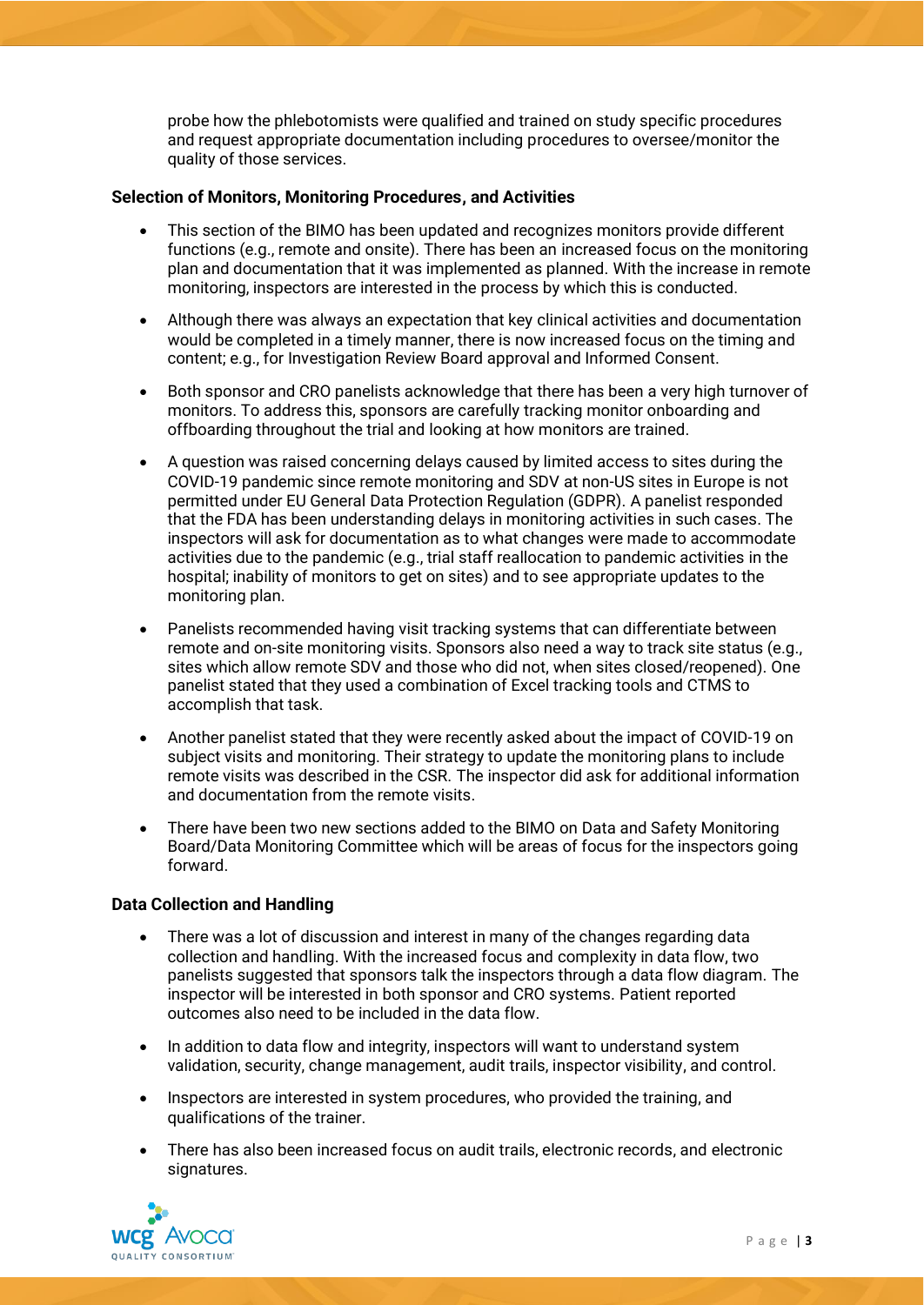probe how the phlebotomists were qualified and trained on study specific procedures and request appropriate documentation including procedures to oversee/monitor the quality of those services.

**Selection of Monitors, Monitoring Procedures, and Activities**

- This section of the BIMO has been updated and recognizes monitors provide different functions (e.g., remote and onsite). There has been an increased focus on the monitoring plan and documentation that it was implemented as planned. With the increase in remote monitoring, inspectors are interested in the process by which this is conducted.
- Although there was always an expectation that key clinical activities and documentation would be completed in a timely manner, there is now increased focus on the timing and content; e.g., for Investigation Review Board approval and Informed Consent.
- Both sponsor and CRO panelists acknowledge that there has been a very high turnover of monitors. To address this, sponsors are carefully tracking monitor onboarding and offboarding throughout the trial and looking at how monitors are trained.
- A question was raised concerning delays caused by limited access to sites during the COVID-19 pandemic since remote monitoring and SDV at non-US sites in Europe is not permitted under EU General Data Protection Regulation (GDPR). A panelist responded that the FDA has been understanding delays in monitoring activities in such cases. The inspectors will ask for documentation as to what changes were made to accommodate activities due to the pandemic (e.g., trial staff reallocation to pandemic activities in the hospital; inability of monitors to get on sites) and to see appropriate updates to the monitoring plan.
- Panelists recommended having visit tracking systems that can differentiate between remote and on-site monitoring visits. Sponsors also need a way to track site status (e.g., sites which allow remote SDV and those who did not, when sites closed/reopened). One panelist stated that they used a combination of Excel tracking tools and CTMS to accomplish that task.
- Another panelist stated that they were recently asked about the impact of COVID-19 on subject visits and monitoring. Their strategy to update the monitoring plans to include remote visits was described in the CSR. The inspector did ask for additional information and documentation from the remote visits.
- There have been two new sections added to the BIMO on Data and Safety Monitoring Board/Data Monitoring Committee which will be areas of focus for the inspectors going forward.

**Data Collection and Handling**

- There was a lot of discussion and interest in many of the changes regarding data collection and handling. With the increased focus and complexity in data flow, two panelists suggested that sponsors talk the inspectors through a data flow diagram. The inspector will be interested in both sponsor and CRO systems. Patient reported outcomes also need to be included in the data flow.
- In addition to data flow and integrity, inspectors will want to understand system validation, security, change management, audit trails, inspector visibility, and control.
- Inspectors are interested in system procedures, who provided the training, and qualifications of the trainer.
- There has also been increased focus on audit trails, electronic records, and electronic signatures.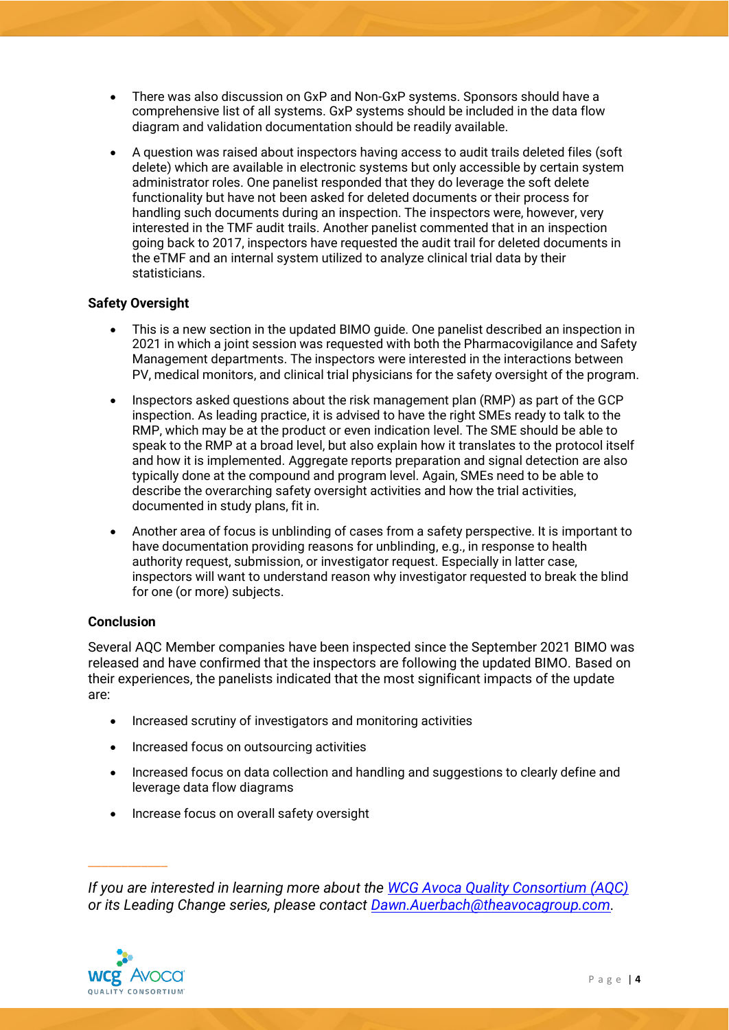- There was also discussion on GxP and Non-GxP systems. Sponsors should have a comprehensive list of all systems. GxP systems should be included in the data flow diagram and validation documentation should be readily available.
- A question was raised about inspectors having access to audit trails deleted files (soft delete) which are available in electronic systems but only accessible by certain system administrator roles. One panelist responded that they do leverage the soft delete functionality but have not been asked for deleted documents or their process for handling such documents during an inspection. The inspectors were, however, very interested in the TMF audit trails. Another panelist commented that in an inspection going back to 2017, inspectors have requested the audit trail for deleted documents in the eTMF and an internal system utilized to analyze clinical trial data by their statisticians.

**Safety Oversight**

- This is a new section in the updated BIMO guide. One panelist described an inspection in 2021 in which a joint session was requested with both the Pharmacovigilance and Safety Management departments. The inspectors were interested in the interactions between PV, medical monitors, and clinical trial physicians for the safety oversight of the program.
- Inspectors asked questions about the risk management plan (RMP) as part of the GCP inspection. As leading practice, it is advised to have the right SMEs ready to talk to the RMP, which may be at the product or even indication level. The SME should be able to speak to the RMP at a broad level, but also explain how it translates to the protocol itself and how it is implemented. Aggregate reports preparation and signal detection are also typically done at the compound and program level. Again, SMEs need to be able to describe the overarching safety oversight activities and how the trial activities, documented in study plans, fit in.
- Another area of focus is unblinding of cases from a safety perspective. It is important to have documentation providing reasons for unblinding, e.g., in response to health authority request, submission, or investigator request. Especially in latter case, inspectors will want to understand reason why investigator requested to break the blind for one (or more) subjects.

**Conclusion**

Several AQC Member companies have been inspected since the September 2021 BIMO was released and have confirmed that the inspectors are following the updated BIMO. Based on their experiences, the panelists indicated that the most significant impacts of the update are:

- Increased scrutiny of investigators and monitoring activities
- Increased focus on outsourcing activities
- Increased focus on data collection and handling and suggestions to clearly define and leverage data flow diagrams
- Increase focus on overall safety oversight

---

*If you are interested in learning more about the [WCG Avoca Quality Consortium (AQC)]() or its Leading Change series, please contact [Dawn.Auerbach@theavocagroup.com]().*